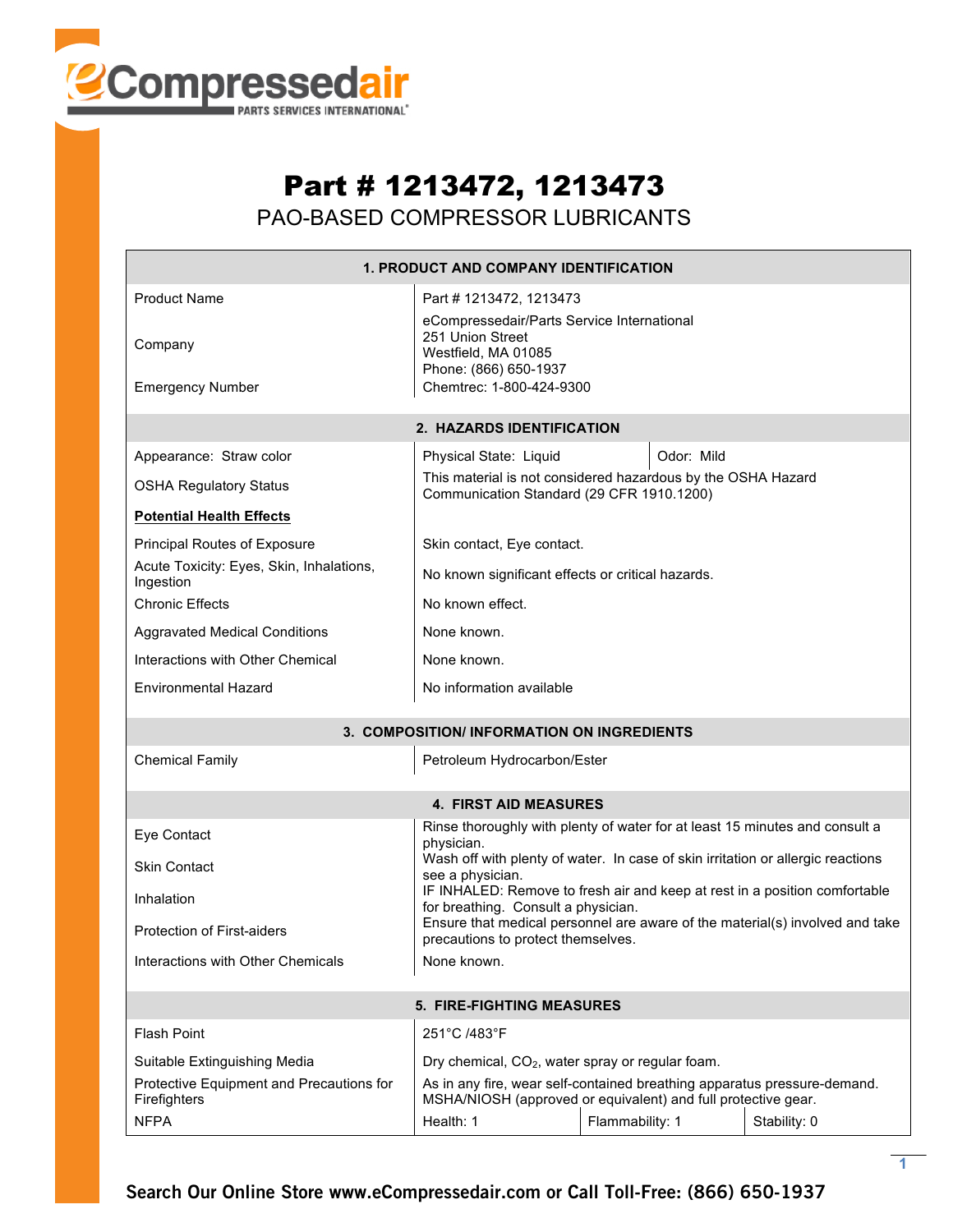# Part # 1213472, 1213473

## PAO-BASED COMPRESSOR LUBRICANTS

| 1. PRODUCT AND COMPANY IDENTIFICATION | |
|---|---|
| Product Name | Part # 1213472, 1213473 |
| Company | eCompressedair/Parts Service International<br>251 Union Street<br>Westfield, MA 01085<br>Phone: (866) 650-1937 |
| Emergency Number | Chemtrec: 1-800-424-9300 |

| 2. HAZARDS IDENTIFICATION | | |
|---|---|---|
| Appearance: Straw color | Physical State: Liquid | Odor: Mild |
| OSHA Regulatory Status | This material is not considered hazardous by the OSHA Hazard Communication Standard (29 CFR 1910.1200) | |
| **Potential Health Effects** | | |
| Principal Routes of Exposure | Skin contact, Eye contact. | |
| Acute Toxicity: Eyes, Skin, Inhalations, Ingestion | No known significant effects or critical hazards. | |
| Chronic Effects | No known effect. | |
| Aggravated Medical Conditions | None known. | |
| Interactions with Other Chemical | None known. | |
| Environmental Hazard | No information available | |

| 3. COMPOSITION/ INFORMATION ON INGREDIENTS | |
|---|---|
| Chemical Family | Petroleum Hydrocarbon/Ester |

| 4. FIRST AID MEASURES | |
|---|---|
| Eye Contact | Rinse thoroughly with plenty of water for at least 15 minutes and consult a physician. |
| Skin Contact | Wash off with plenty of water. In case of skin irritation or allergic reactions see a physician. |
| Inhalation | IF INHALED: Remove to fresh air and keep at rest in a position comfortable for breathing. Consult a physician. |
| Protection of First-aiders | Ensure that medical personnel are aware of the material(s) involved and take precautions to protect themselves. |
| Interactions with Other Chemicals | None known. |

| 5. FIRE-FIGHTING MEASURES | | | |
|---|---|---|---|
| Flash Point | 251°C /483°F | | |
| Suitable Extinguishing Media | Dry chemical, $CO_2$, water spray or regular foam. | | |
| Protective Equipment and Precautions for Firefighters | As in any fire, wear self-contained breathing apparatus pressure-demand. MSHA/NIOSH (approved or equivalent) and full protective gear. | | |
| NFPA | Health: 1 | Flammability: 1 | Stability: 0 |

**Search Our Online Store www.eCompressedair.com or Call Toll-Free: (866) 650-1937**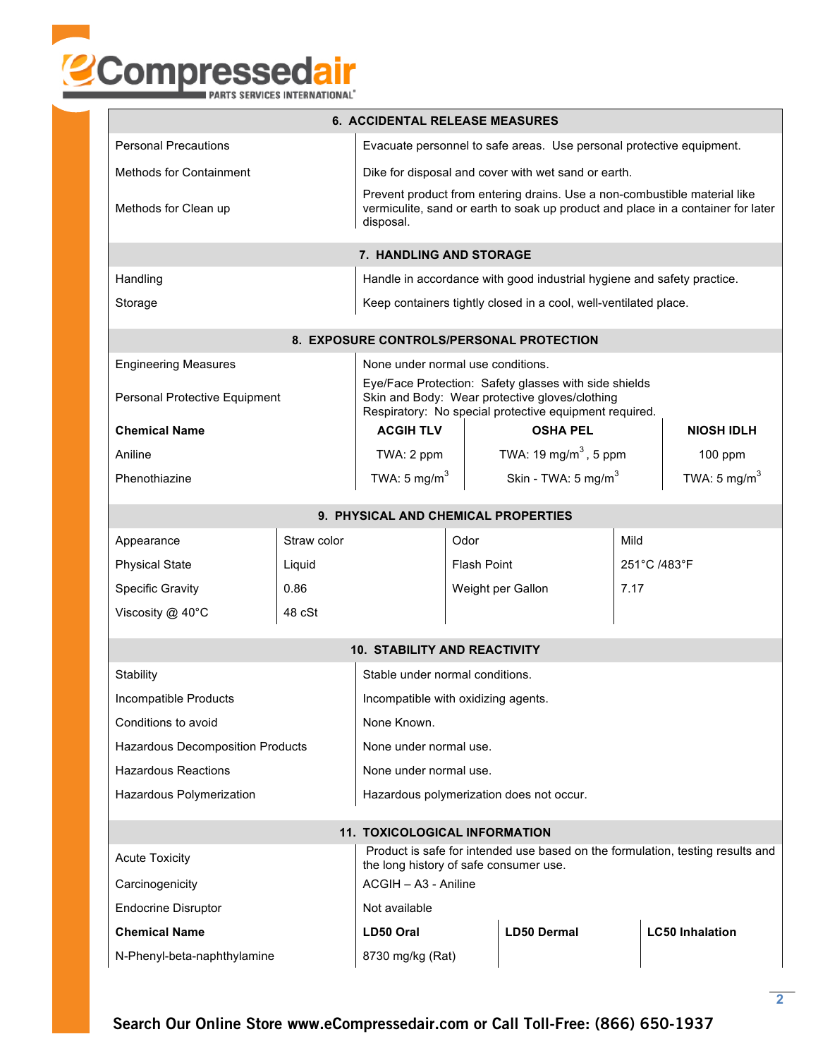## 6. ACCIDENTAL RELEASE MEASURES

| | |
|---|---|
| Personal Precautions | Evacuate personnel to safe areas. Use personal protective equipment. |
| Methods for Containment | Dike for disposal and cover with wet sand or earth. |
| Methods for Clean up | Prevent product from entering drains. Use a non-combustible material like vermiculite, sand or earth to soak up product and place in a container for later disposal. |

## 7. HANDLING AND STORAGE

| | |
|---|---|
| Handling | Handle in accordance with good industrial hygiene and safety practice. |
| Storage | Keep containers tightly closed in a cool, well-ventilated place. |

## 8. EXPOSURE CONTROLS/PERSONAL PROTECTION

| | |
|---|---|
| Engineering Measures | None under normal use conditions. |
| Personal Protective Equipment | Eye/Face Protection: Safety glasses with side shields<br>Skin and Body: Wear protective gloves/clothing<br>Respiratory: No special protective equipment required. |

| **Chemical Name** | **ACGIH TLV** | **OSHA PEL** | **NIOSH IDLH** |
|---|---|---|---|
| Aniline | TWA: 2 ppm | TWA: 19 mg/m$^3$, 5 ppm | 100 ppm |
| Phenothiazine | TWA: 5 mg/m$^3$ | Skin - TWA: 5 mg/m$^3$ | TWA: 5 mg/m$^3$ |

## 9. PHYSICAL AND CHEMICAL PROPERTIES

| | | | |
|---|---|---|---|
| Appearance | Straw color | Odor | Mild |
| Physical State | Liquid | Flash Point | 251°C /483°F |
| Specific Gravity | 0.86 | Weight per Gallon | 7.17 |
| Viscosity @ 40°C | 48 cSt | | |

## 10. STABILITY AND REACTIVITY

| | |
|---|---|
| Stability | Stable under normal conditions. |
| Incompatible Products | Incompatible with oxidizing agents. |
| Conditions to avoid | None Known. |
| Hazardous Decomposition Products | None under normal use. |
| Hazardous Reactions | None under normal use. |
| Hazardous Polymerization | Hazardous polymerization does not occur. |

## 11. TOXICOLOGICAL INFORMATION

| | |
|---|---|
| Acute Toxicity | Product is safe for intended use based on the formulation, testing results and the long history of safe consumer use. |
| Carcinogenicity | ACGIH – A3 - Aniline |
| Endocrine Disruptor | Not available |

| **Chemical Name** | **LD50 Oral** | **LD50 Dermal** | **LC50 Inhalation** |
|---|---|---|---|
| N-Phenyl-beta-naphthylamine | 8730 mg/kg (Rat) | | |

**Search Our Online Store www.eCompressedair.com or Call Toll-Free: (866) 650-1937**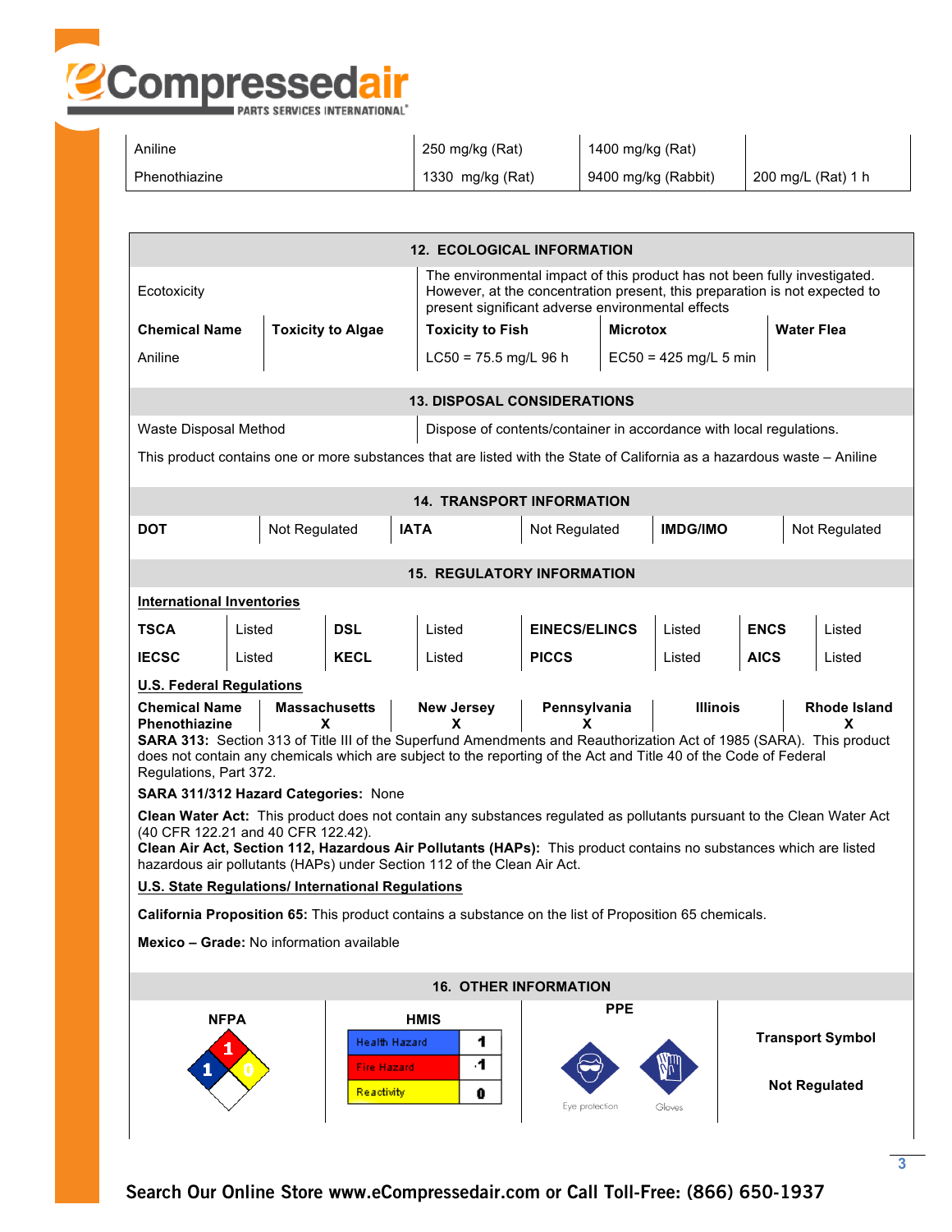| | | | |
|---|---|---|---|
| Aniline | 250 mg/kg (Rat) | 1400 mg/kg (Rat) | |
| Phenothiazine | 1330 mg/kg (Rat) | 9400 mg/kg (Rabbit) | 200 mg/L (Rat) 1 h |

## 12. ECOLOGICAL INFORMATION

| Ecotoxicity | The environmental impact of this product has not been fully investigated. However, at the concentration present, this preparation is not expected to present significant adverse environmental effects |
|---|---|

| Chemical Name | Toxicity to Algae | Toxicity to Fish | Microtox | Water Flea |
|---|---|---|---|---|
| Aniline | | LC50 = 75.5 mg/L 96 h | EC50 = 425 mg/L 5 min | |

## 13. DISPOSAL CONSIDERATIONS

| Waste Disposal Method | Dispose of contents/container in accordance with local regulations. |
|---|---|

This product contains one or more substances that are listed with the State of California as a hazardous waste – Aniline

## 14. TRANSPORT INFORMATION

| DOT | Not Regulated | IATA | Not Regulated | IMDG/IMO | Not Regulated |
|---|---|---|---|---|---|

## 15. REGULATORY INFORMATION

**International Inventories**

| TSCA | Listed | DSL | Listed | EINECS/ELINCS | Listed | ENCS | Listed |
|---|---|---|---|---|---|---|---|
| IECSC | Listed | KECL | Listed | PICCS | Listed | AICS | Listed |

**U.S. Federal Regulations**

| Chemical Name | Massachusetts | New Jersey | Pennsylvania | Illinois | Rhode Island |
|---|---|---|---|---|---|
| Phenothiazine | X | X | X | | X |

**SARA 313:** Section 313 of Title III of the Superfund Amendments and Reauthorization Act of 1985 (SARA). This product does not contain any chemicals which are subject to the reporting of the Act and Title 40 of the Code of Federal Regulations, Part 372.

**SARA 311/312 Hazard Categories:** None

**Clean Water Act:** This product does not contain any substances regulated as pollutants pursuant to the Clean Water Act (40 CFR 122.21 and 40 CFR 122.42).

**Clean Air Act, Section 112, Hazardous Air Pollutants (HAPs):** This product contains no substances which are listed hazardous air pollutants (HAPs) under Section 112 of the Clean Air Act.

**U.S. State Regulations/ International Regulations**

**California Proposition 65:** This product contains a substance on the list of Proposition 65 chemicals.

**Mexico – Grade:** No information available

## 16. OTHER INFORMATION

**NFPA**

Health: 1, Flammability: 1, Reactivity: 0

**HMIS**

| Health Hazard | 1 |
|---|---|
| Fire Hazard | 1 |
| Reactivity | 0 |

**PPE**

Eye protection, Gloves

**Transport Symbol**

**Not Regulated**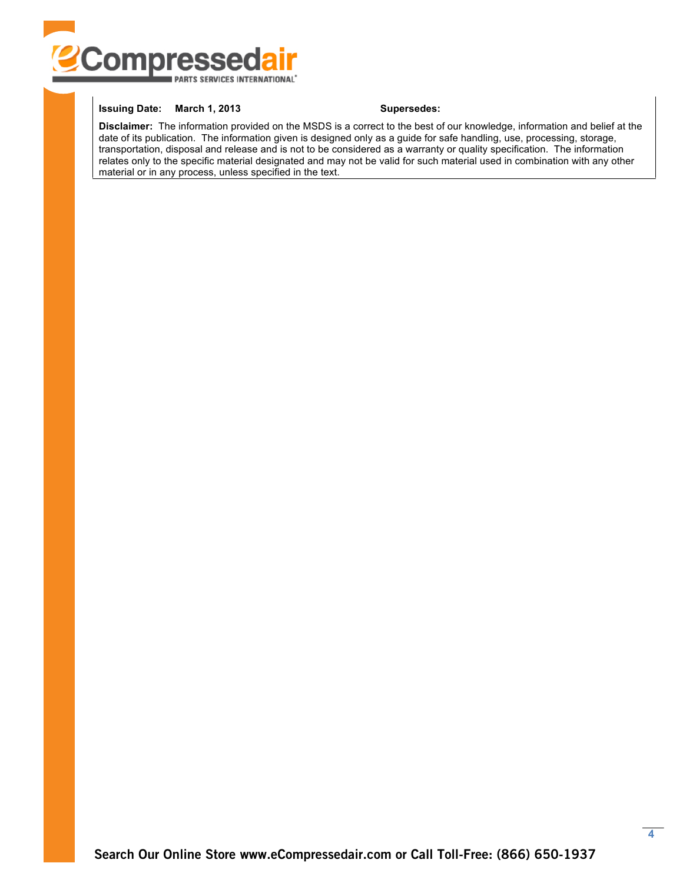**Issuing Date:** March 1, 2013 **Supersedes:**

**Disclaimer:** The information provided on the MSDS is a correct to the best of our knowledge, information and belief at the date of its publication. The information given is designed only as a guide for safe handling, use, processing, storage, transportation, disposal and release and is not to be considered as a warranty or quality specification. The information relates only to the specific material designated and may not be valid for such material used in combination with any other material or in any process, unless specified in the text.